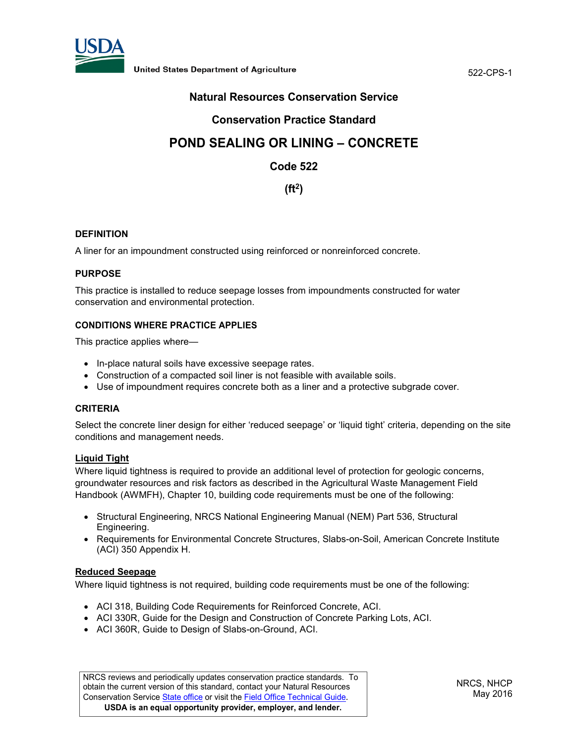# Natural Resources Conservation Service

## Conservation Practice Standard

# POND SEALING OR LINING – CONCRETE

## Code 522

## ($ft^2$)

### DEFINITION

A liner for an impoundment constructed using reinforced or nonreinforced concrete.

### PURPOSE

This practice is installed to reduce seepage losses from impoundments constructed for water conservation and environmental protection.

### CONDITIONS WHERE PRACTICE APPLIES

This practice applies where—

- In-place natural soils have excessive seepage rates.
- Construction of a compacted soil liner is not feasible with available soils.
- Use of impoundment requires concrete both as a liner and a protective subgrade cover.

### CRITERIA

Select the concrete liner design for either 'reduced seepage' or 'liquid tight' criteria, depending on the site conditions and management needs.

**Liquid Tight**

Where liquid tightness is required to provide an additional level of protection for geologic concerns, groundwater resources and risk factors as described in the Agricultural Waste Management Field Handbook (AWMFH), Chapter 10, building code requirements must be one of the following:

- Structural Engineering, NRCS National Engineering Manual (NEM) Part 536, Structural Engineering.
- Requirements for Environmental Concrete Structures, Slabs-on-Soil, American Concrete Institute (ACI) 350 Appendix H.

**Reduced Seepage**

Where liquid tightness is not required, building code requirements must be one of the following:

- ACI 318, Building Code Requirements for Reinforced Concrete, ACI.
- ACI 330R, Guide for the Design and Construction of Concrete Parking Lots, ACI.
- ACI 360R, Guide to Design of Slabs-on-Ground, ACI.

NRCS reviews and periodically updates conservation practice standards. To obtain the current version of this standard, contact your Natural Resources Conservation Service State office or visit the Field Office Technical Guide.
**USDA is an equal opportunity provider, employer, and lender.**

NRCS, NHCP
May 2016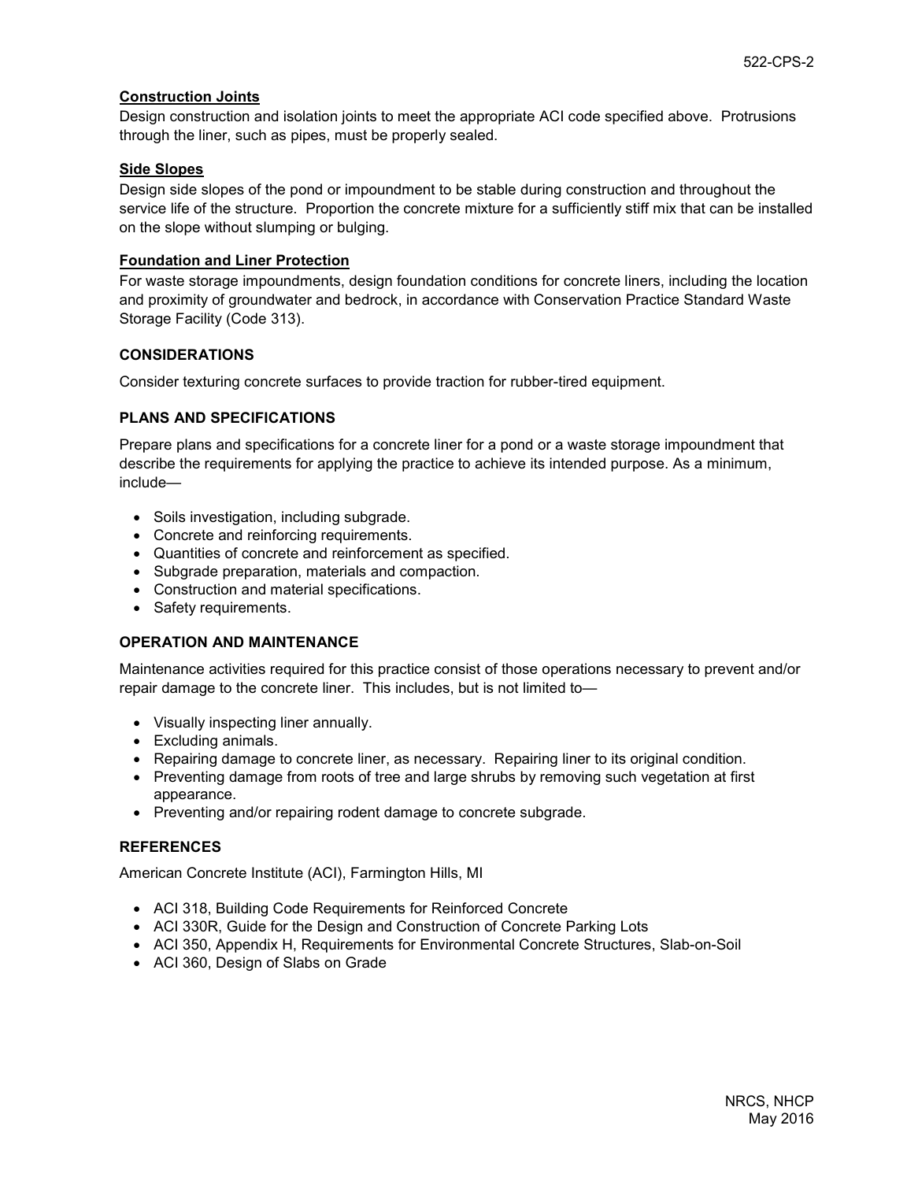**Construction Joints**

Design construction and isolation joints to meet the appropriate ACI code specified above. Protrusions through the liner, such as pipes, must be properly sealed.

**Side Slopes**

Design side slopes of the pond or impoundment to be stable during construction and throughout the service life of the structure. Proportion the concrete mixture for a sufficiently stiff mix that can be installed on the slope without slumping or bulging.

**Foundation and Liner Protection**

For waste storage impoundments, design foundation conditions for concrete liners, including the location and proximity of groundwater and bedrock, in accordance with Conservation Practice Standard Waste Storage Facility (Code 313).

## CONSIDERATIONS

Consider texturing concrete surfaces to provide traction for rubber-tired equipment.

## PLANS AND SPECIFICATIONS

Prepare plans and specifications for a concrete liner for a pond or a waste storage impoundment that describe the requirements for applying the practice to achieve its intended purpose. As a minimum, include—

- Soils investigation, including subgrade.
- Concrete and reinforcing requirements.
- Quantities of concrete and reinforcement as specified.
- Subgrade preparation, materials and compaction.
- Construction and material specifications.
- Safety requirements.

## OPERATION AND MAINTENANCE

Maintenance activities required for this practice consist of those operations necessary to prevent and/or repair damage to the concrete liner. This includes, but is not limited to—

- Visually inspecting liner annually.
- Excluding animals.
- Repairing damage to concrete liner, as necessary. Repairing liner to its original condition.
- Preventing damage from roots of tree and large shrubs by removing such vegetation at first appearance.
- Preventing and/or repairing rodent damage to concrete subgrade.

## REFERENCES

American Concrete Institute (ACI), Farmington Hills, MI

- ACI 318, Building Code Requirements for Reinforced Concrete
- ACI 330R, Guide for the Design and Construction of Concrete Parking Lots
- ACI 350, Appendix H, Requirements for Environmental Concrete Structures, Slab-on-Soil
- ACI 360, Design of Slabs on Grade